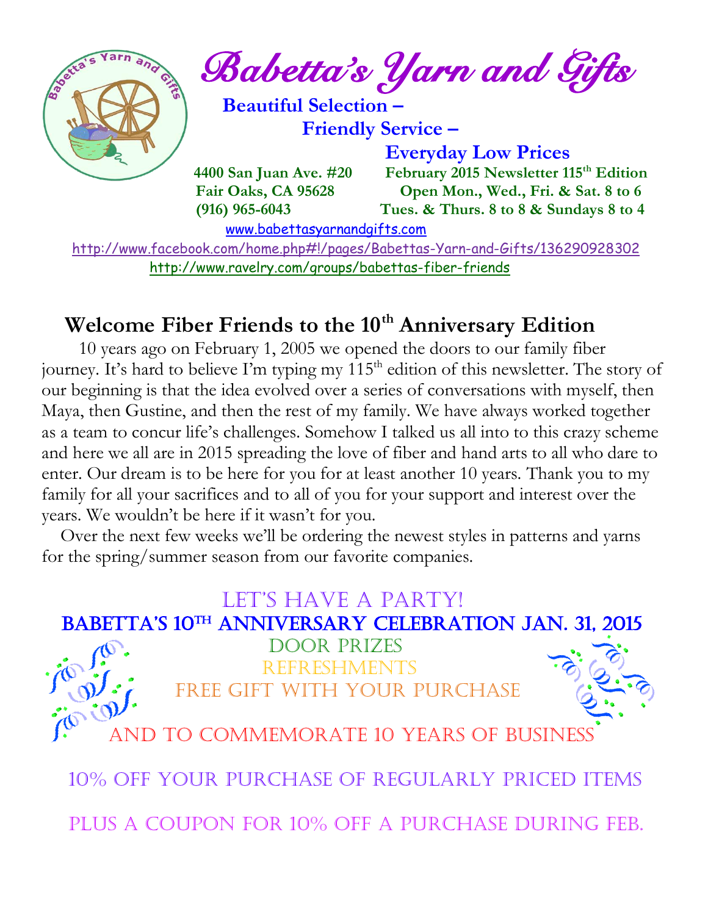# Babetta's Yarn and Gifts

**Beautiful Selection –**
**Friendly Service –**
**Everyday Low Prices**

**4400 San Juan Ave. #20**
**Fair Oaks, CA 95628**
**(916) 965-6043**

**February 2015 Newsletter 115th Edition**
**Open Mon., Wed., Fri. & Sat. 8 to 6**
**Tues. & Thurs. 8 to 8 & Sundays 8 to 4**

www.babettasyarnandgifts.com
http://www.facebook.com/home.php#!/pages/Babettas-Yarn-and-Gifts/136290928302
http://www.ravelry.com/groups/babettas-fiber-friends

## Welcome Fiber Friends to the 10th Anniversary Edition

10 years ago on February 1, 2005 we opened the doors to our family fiber journey. It's hard to believe I'm typing my 115th edition of this newsletter. The story of our beginning is that the idea evolved over a series of conversations with myself, then Maya, then Gustine, and then the rest of my family. We have always worked together as a team to concur life's challenges. Somehow I talked us all into to this crazy scheme and here we all are in 2015 spreading the love of fiber and hand arts to all who dare to enter. Our dream is to be here for you for at least another 10 years. Thank you to my family for all your sacrifices and to all of you for your support and interest over the years. We wouldn't be here if it wasn't for you.

Over the next few weeks we'll be ordering the newest styles in patterns and yarns for the spring/summer season from our favorite companies.

LET'S HAVE A PARTY!

**BABETTA'S 10TH ANNIVERSARY CELEBRATION JAN. 31, 2015**

DOOR PRIZES

REFRESHMENTS

FREE GIFT WITH YOUR PURCHASE

AND TO COMMEMORATE 10 YEARS OF BUSINESS

10% OFF YOUR PURCHASE OF REGULARLY PRICED ITEMS

PLUS A COUPON FOR 10% OFF A PURCHASE DURING FEB.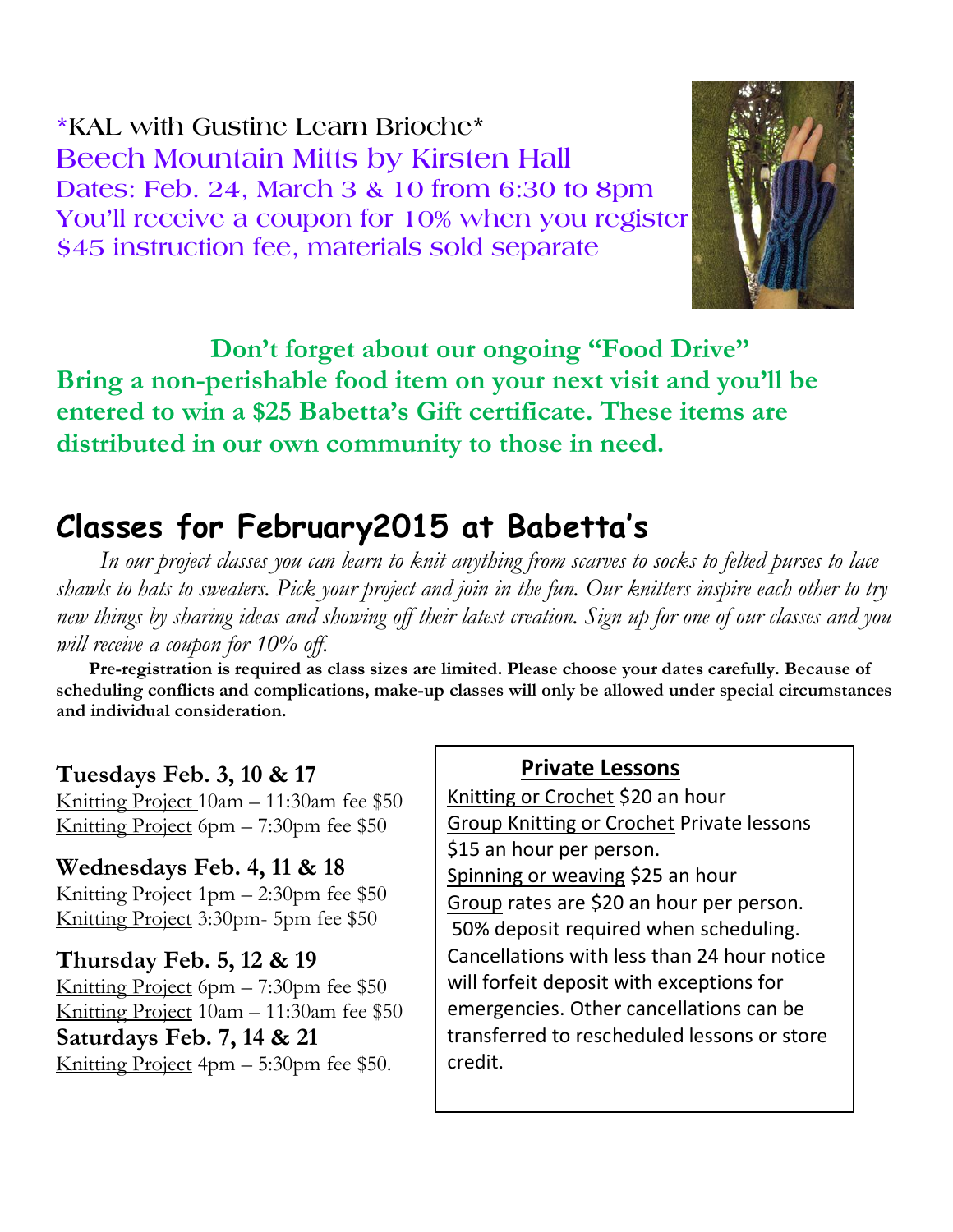*KAL with Gustine Learn Brioche*
Beech Mountain Mitts by Kirsten Hall
Dates: Feb. 24, March 3 & 10 from 6:30 to 8pm
You'll receive a coupon for 10% when you register
$45 instruction fee, materials sold separate

**Don't forget about our ongoing "Food Drive"**
**Bring a non-perishable food item on your next visit and you'll be entered to win a $25 Babetta's Gift certificate. These items are distributed in our own community to those in need.**

# Classes for February2015 at Babetta's

*In our project classes you can learn to knit anything from scarves to socks to felted purses to lace shawls to hats to sweaters. Pick your project and join in the fun. Our knitters inspire each other to try new things by sharing ideas and showing off their latest creation. Sign up for one of our classes and you will receive a coupon for 10% off.*

**Pre-registration is required as class sizes are limited. Please choose your dates carefully. Because of scheduling conflicts and complications, make-up classes will only be allowed under special circumstances and individual consideration.**

**Tuesdays Feb. 3, 10 & 17**
Knitting Project 10am – 11:30am fee $50
Knitting Project 6pm – 7:30pm fee $50

**Wednesdays Feb. 4, 11 & 18**
Knitting Project 1pm – 2:30pm fee $50
Knitting Project 3:30pm- 5pm fee $50

**Thursday Feb. 5, 12 & 19**
Knitting Project 6pm – 7:30pm fee $50
Knitting Project 10am – 11:30am fee $50

**Saturdays Feb. 7, 14 & 21**
Knitting Project 4pm – 5:30pm fee $50.

**Private Lessons**

Knitting or Crochet $20 an hour
Group Knitting or Crochet Private lessons $15 an hour per person.
Spinning or weaving $25 an hour
Group rates are $20 an hour per person.
50% deposit required when scheduling. Cancellations with less than 24 hour notice will forfeit deposit with exceptions for emergencies. Other cancellations can be transferred to rescheduled lessons or store credit.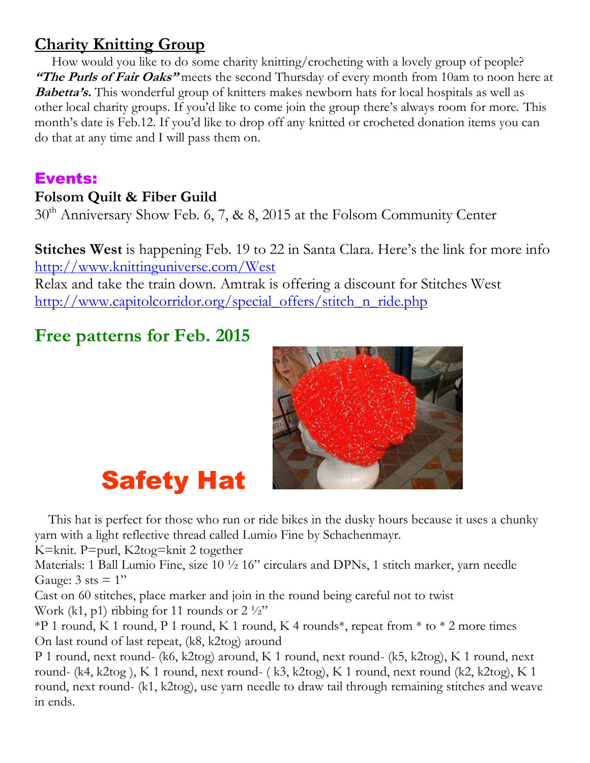## Charity Knitting Group

How would you like to do some charity knitting/crocheting with a lovely group of people? ***"The Purls of Fair Oaks"*** meets the second Thursday of every month from 10am to noon here at ***Babetta's.*** This wonderful group of knitters makes newborn hats for local hospitals as well as other local charity groups. If you'd like to come join the group there's always room for more. This month's date is Feb.12. If you'd like to drop off any knitted or crocheted donation items you can do that at any time and I will pass them on.

## Events:

**Folsom Quilt & Fiber Guild**

30th Anniversary Show Feb. 6, 7, & 8, 2015 at the Folsom Community Center

**Stitches West** is happening Feb. 19 to 22 in Santa Clara. Here's the link for more info http://www.knittinguniverse.com/West

Relax and take the train down. Amtrak is offering a discount for Stitches West http://www.capitolcorridor.org/special_offers/stitch_n_ride.php

## Free patterns for Feb. 2015

## Safety Hat

This hat is perfect for those who run or ride bikes in the dusky hours because it uses a chunky yarn with a light reflective thread called Lumio Fine by Schachenmayr.

K=knit. P=purl, K2tog=knit 2 together

Materials: 1 Ball Lumio Fine, size 10 ½ 16" circulars and DPNs, 1 stitch marker, yarn needle

Gauge: 3 sts = 1"

Cast on 60 stitches, place marker and join in the round being careful not to twist

Work (k1, p1) ribbing for 11 rounds or 2 ½"

*P 1 round, K 1 round, P 1 round, K 1 round, K 4 rounds*, repeat from * to * 2 more times

On last round of last repeat, (k8, k2tog) around

P 1 round, next round- (k6, k2tog) around, K 1 round, next round- (k5, k2tog), K 1 round, next round- (k4, k2tog ), K 1 round, next round- ( k3, k2tog), K 1 round, next round (k2, k2tog), K 1 round, next round- (k1, k2tog), use yarn needle to draw tail through remaining stitches and weave in ends.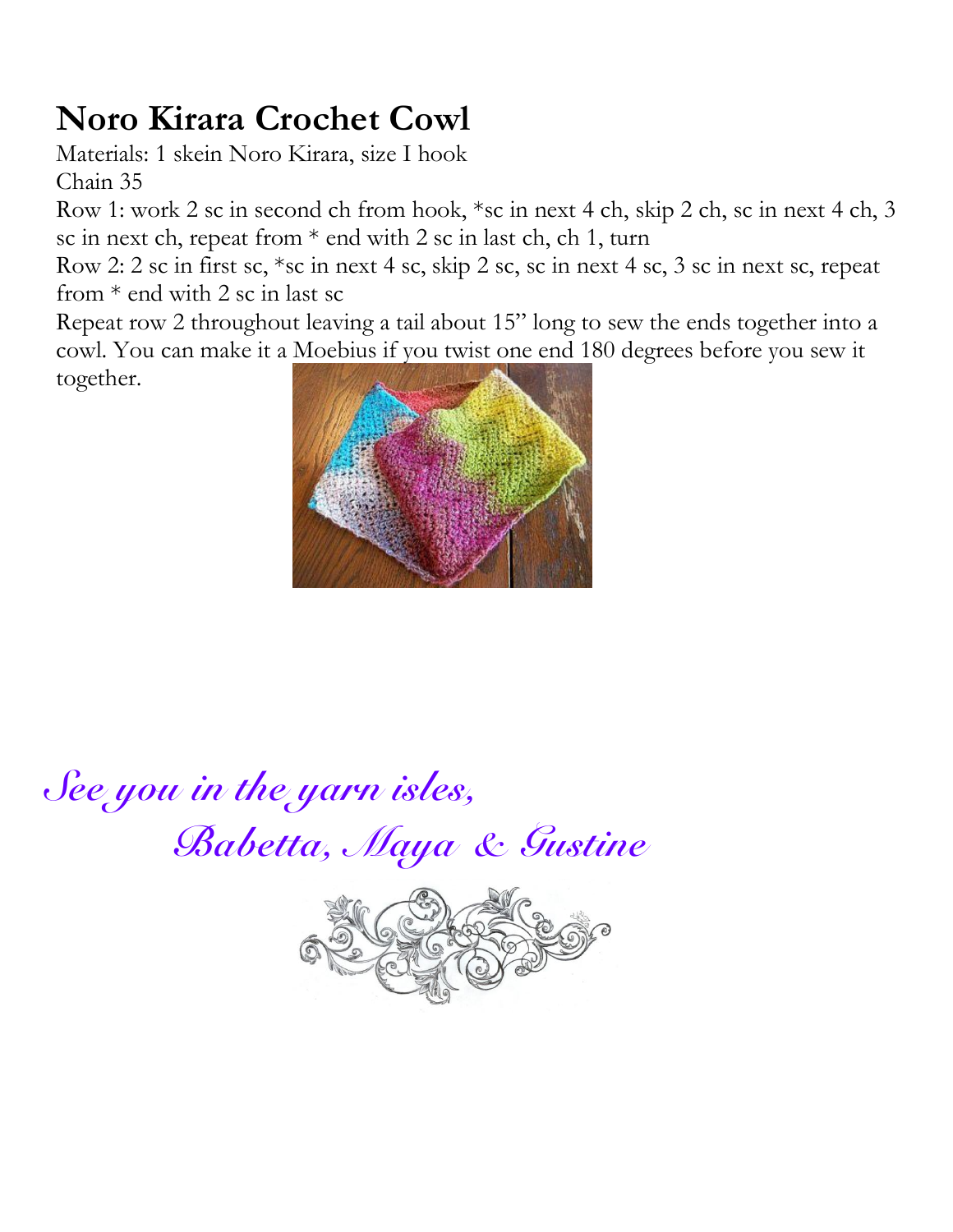# Noro Kirara Crochet Cowl

Materials: 1 skein Noro Kirara, size I hook

Chain 35

Row 1: work 2 sc in second ch from hook, *sc in next 4 ch, skip 2 ch, sc in next 4 ch, 3 sc in next ch, repeat from * end with 2 sc in last ch, ch 1, turn

Row 2: 2 sc in first sc, *sc in next 4 sc, skip 2 sc, sc in next 4 sc, 3 sc in next sc, repeat from * end with 2 sc in last sc

Repeat row 2 throughout leaving a tail about 15" long to sew the ends together into a cowl. You can make it a Moebius if you twist one end 180 degrees before you sew it together.

*See you in the yarn isles,*

*Babetta, Maya & Gustine*